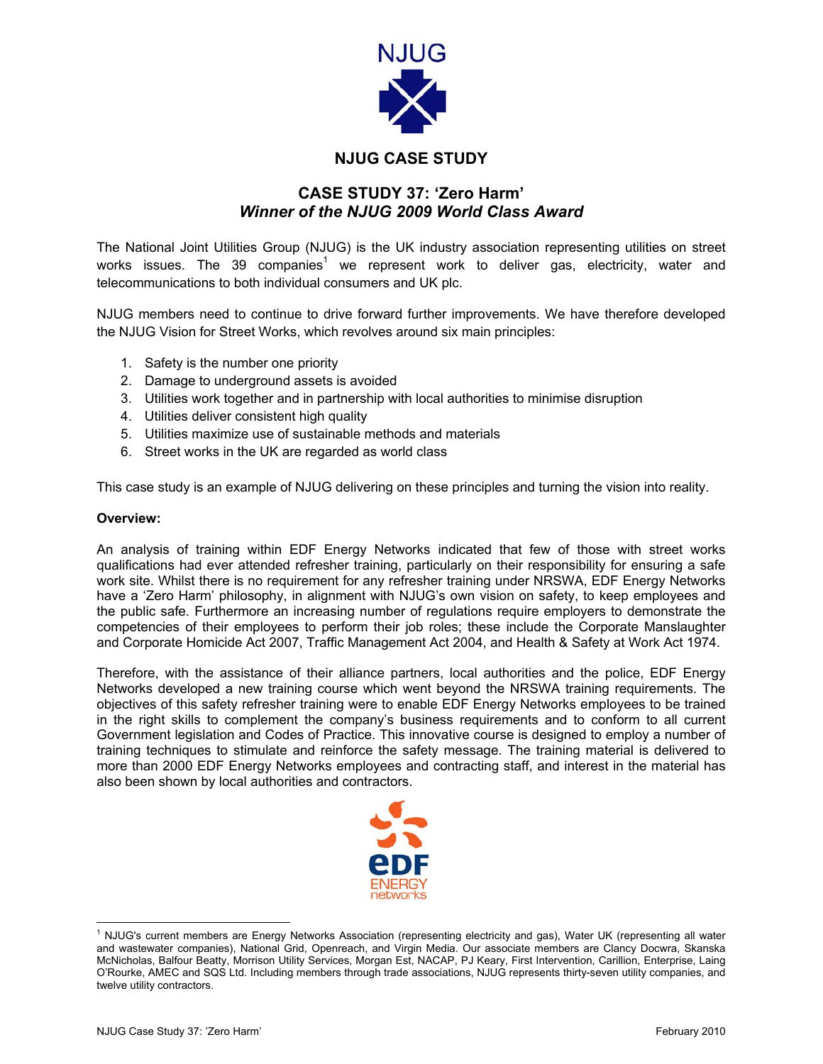# NJUG CASE STUDY

## CASE STUDY 37: 'Zero Harm'

### *Winner of the NJUG 2009 World Class Award*

The National Joint Utilities Group (NJUG) is the UK industry association representing utilities on street works issues. The 39 companies[1] we represent work to deliver gas, electricity, water and telecommunications to both individual consumers and UK plc.

NJUG members need to continue to drive forward further improvements. We have therefore developed the NJUG Vision for Street Works, which revolves around six main principles:

1. Safety is the number one priority
2. Damage to underground assets is avoided
3. Utilities work together and in partnership with local authorities to minimise disruption
4. Utilities deliver consistent high quality
5. Utilities maximize use of sustainable methods and materials
6. Street works in the UK are regarded as world class

This case study is an example of NJUG delivering on these principles and turning the vision into reality.

**Overview:**

An analysis of training within EDF Energy Networks indicated that few of those with street works qualifications had ever attended refresher training, particularly on their responsibility for ensuring a safe work site. Whilst there is no requirement for any refresher training under NRSWA, EDF Energy Networks have a 'Zero Harm' philosophy, in alignment with NJUG's own vision on safety, to keep employees and the public safe. Furthermore an increasing number of regulations require employers to demonstrate the competencies of their employees to perform their job roles; these include the Corporate Manslaughter and Corporate Homicide Act 2007, Traffic Management Act 2004, and Health & Safety at Work Act 1974.

Therefore, with the assistance of their alliance partners, local authorities and the police, EDF Energy Networks developed a new training course which went beyond the NRSWA training requirements. The objectives of this safety refresher training were to enable EDF Energy Networks employees to be trained in the right skills to complement the company's business requirements and to conform to all current Government legislation and Codes of Practice. This innovative course is designed to employ a number of training techniques to stimulate and reinforce the safety message. The training material is delivered to more than 2000 EDF Energy Networks employees and contracting staff, and interest in the material has also been shown by local authorities and contractors.

[1] NJUG's current members are Energy Networks Association (representing electricity and gas), Water UK (representing all water and wastewater companies), National Grid, Openreach, and Virgin Media. Our associate members are Clancy Docwra, Skanska McNicholas, Balfour Beatty, Morrison Utility Services, Morgan Est, NACAP, PJ Keary, First Intervention, Carillion, Enterprise, Laing O'Rourke, AMEC and SQS Ltd. Including members through trade associations, NJUG represents thirty-seven utility companies, and twelve utility contractors.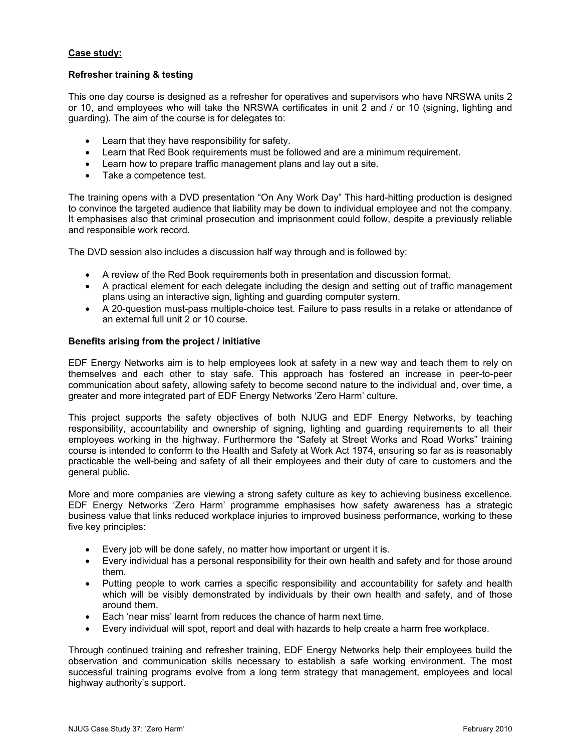**Case study:**

**Refresher training & testing**

This one day course is designed as a refresher for operatives and supervisors who have NRSWA units 2 or 10, and employees who will take the NRSWA certificates in unit 2 and / or 10 (signing, lighting and guarding). The aim of the course is for delegates to:

- Learn that they have responsibility for safety.
- Learn that Red Book requirements must be followed and are a minimum requirement.
- Learn how to prepare traffic management plans and lay out a site.
- Take a competence test.

The training opens with a DVD presentation "On Any Work Day" This hard-hitting production is designed to convince the targeted audience that liability may be down to individual employee and not the company. It emphasises also that criminal prosecution and imprisonment could follow, despite a previously reliable and responsible work record.

The DVD session also includes a discussion half way through and is followed by:

- A review of the Red Book requirements both in presentation and discussion format.
- A practical element for each delegate including the design and setting out of traffic management plans using an interactive sign, lighting and guarding computer system.
- A 20-question must-pass multiple-choice test. Failure to pass results in a retake or attendance of an external full unit 2 or 10 course.

**Benefits arising from the project / initiative**

EDF Energy Networks aim is to help employees look at safety in a new way and teach them to rely on themselves and each other to stay safe. This approach has fostered an increase in peer-to-peer communication about safety, allowing safety to become second nature to the individual and, over time, a greater and more integrated part of EDF Energy Networks 'Zero Harm' culture.

This project supports the safety objectives of both NJUG and EDF Energy Networks, by teaching responsibility, accountability and ownership of signing, lighting and guarding requirements to all their employees working in the highway. Furthermore the "Safety at Street Works and Road Works" training course is intended to conform to the Health and Safety at Work Act 1974, ensuring so far as is reasonably practicable the well-being and safety of all their employees and their duty of care to customers and the general public.

More and more companies are viewing a strong safety culture as key to achieving business excellence. EDF Energy Networks 'Zero Harm' programme emphasises how safety awareness has a strategic business value that links reduced workplace injuries to improved business performance, working to these five key principles:

- Every job will be done safely, no matter how important or urgent it is.
- Every individual has a personal responsibility for their own health and safety and for those around them.
- Putting people to work carries a specific responsibility and accountability for safety and health which will be visibly demonstrated by individuals by their own health and safety, and of those around them.
- Each 'near miss' learnt from reduces the chance of harm next time.
- Every individual will spot, report and deal with hazards to help create a harm free workplace.

Through continued training and refresher training, EDF Energy Networks help their employees build the observation and communication skills necessary to establish a safe working environment. The most successful training programs evolve from a long term strategy that management, employees and local highway authority's support.